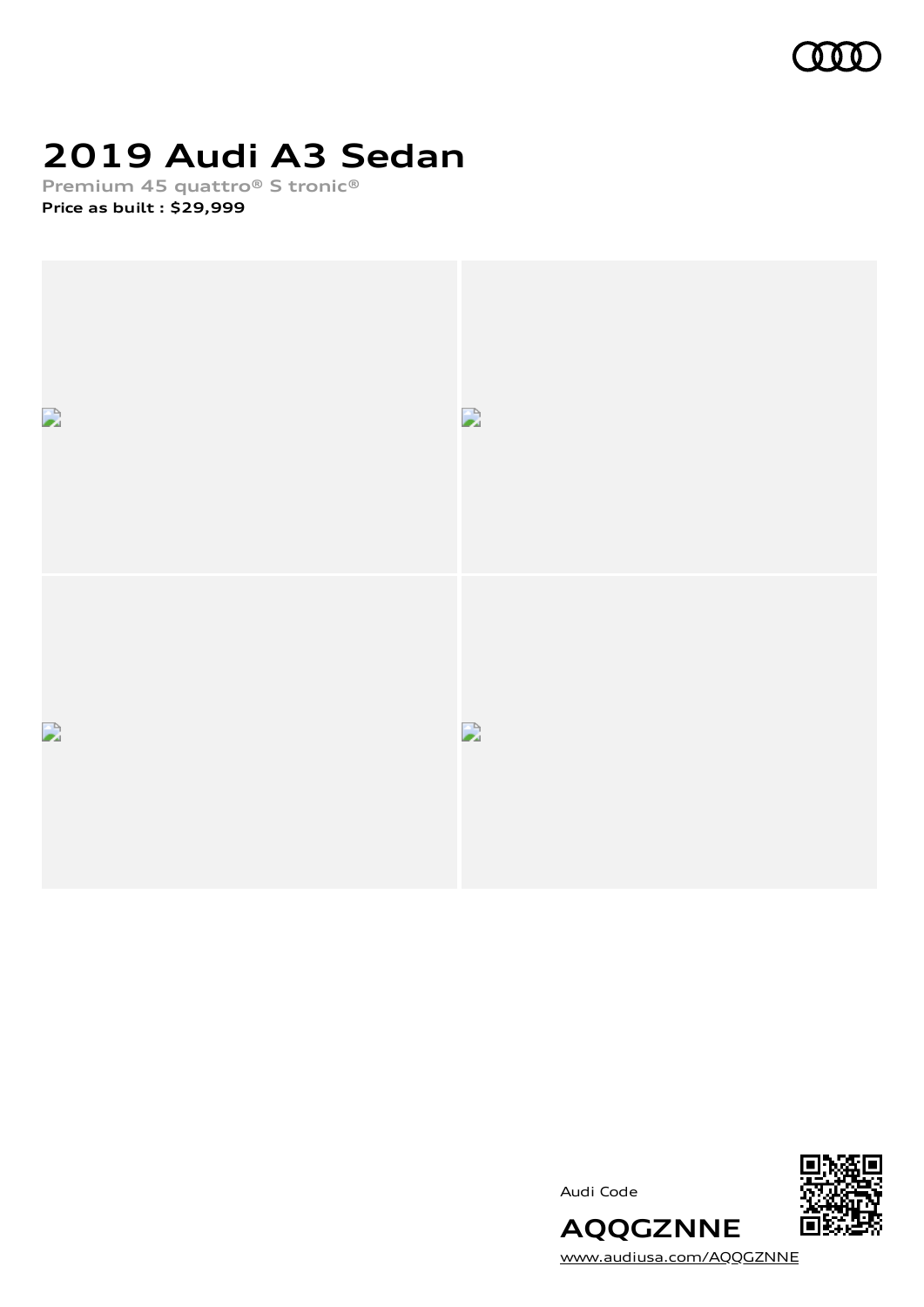# 2019 Audi A3 Sedan

Premium 45 quattro® S tronic®

**Price as built : $29,999**

Audi Code

**AQQGZNNE**

www.audiusa.com/AQQGZNNE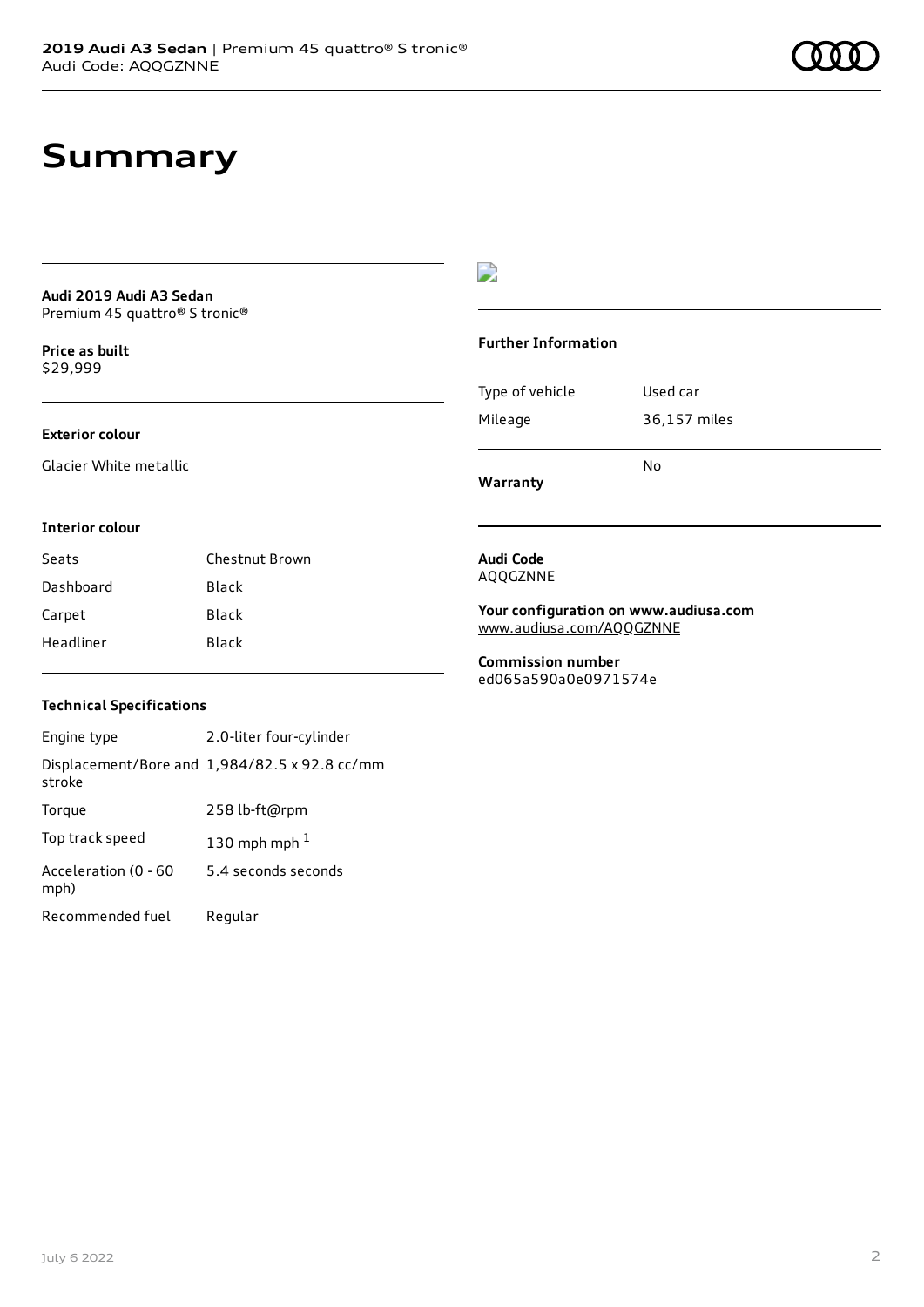# Summary

**Audi 2019 Audi A3 Sedan**
Premium 45 quattro® S tronic®

**Price as built**
$29,999

### Exterior colour

Glacier White metallic

### Interior colour

| | |
|---|---|
| Seats | Chestnut Brown |
| Dashboard | Black |
| Carpet | Black |
| Headliner | Black |

### Technical Specifications

| | |
|---|---|
| Engine type | 2.0-liter four-cylinder |
| Displacement/Bore and stroke | 1,984/82.5 x 92.8 cc/mm |
| Torque | 258 lb-ft@rpm |
| Top track speed | 130 mph mph [1] |
| Acceleration (0 - 60 mph) | 5.4 seconds seconds |
| Recommended fuel | Regular |

### Further Information

| | |
|---|---|
| Type of vehicle | Used car |
| Mileage | 36,157 miles |
| **Warranty** | No |

**Audi Code**
AQQGZNNE

**Your configuration on www.audiusa.com**
www.audiusa.com/AQQGZNNE

**Commission number**
ed065a590a0e0971574e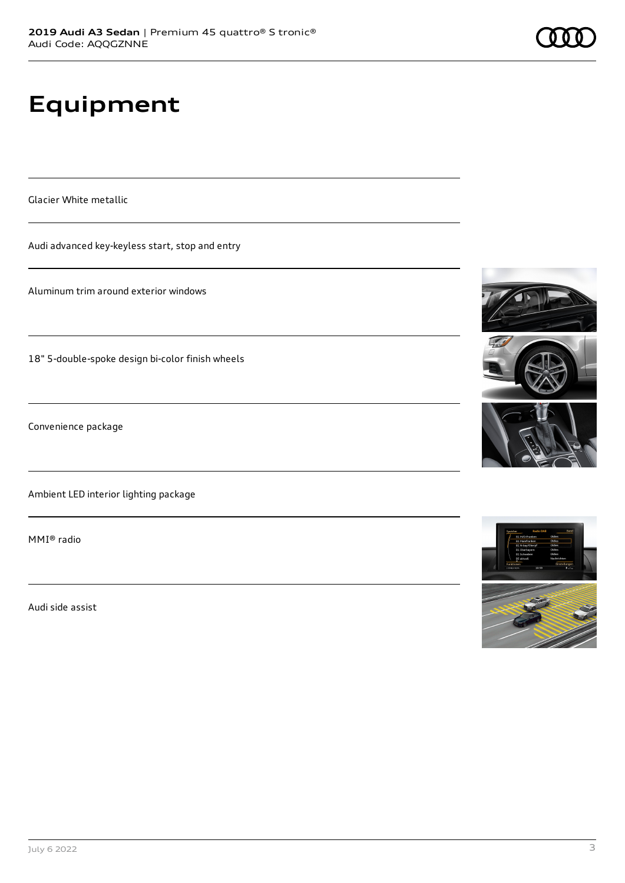# Equipment

Glacier White metallic

Audi advanced key-keyless start, stop and entry

Aluminum trim around exterior windows

18" 5-double-spoke design bi-color finish wheels

Convenience package

Ambient LED interior lighting package

MMI® radio

Audi side assist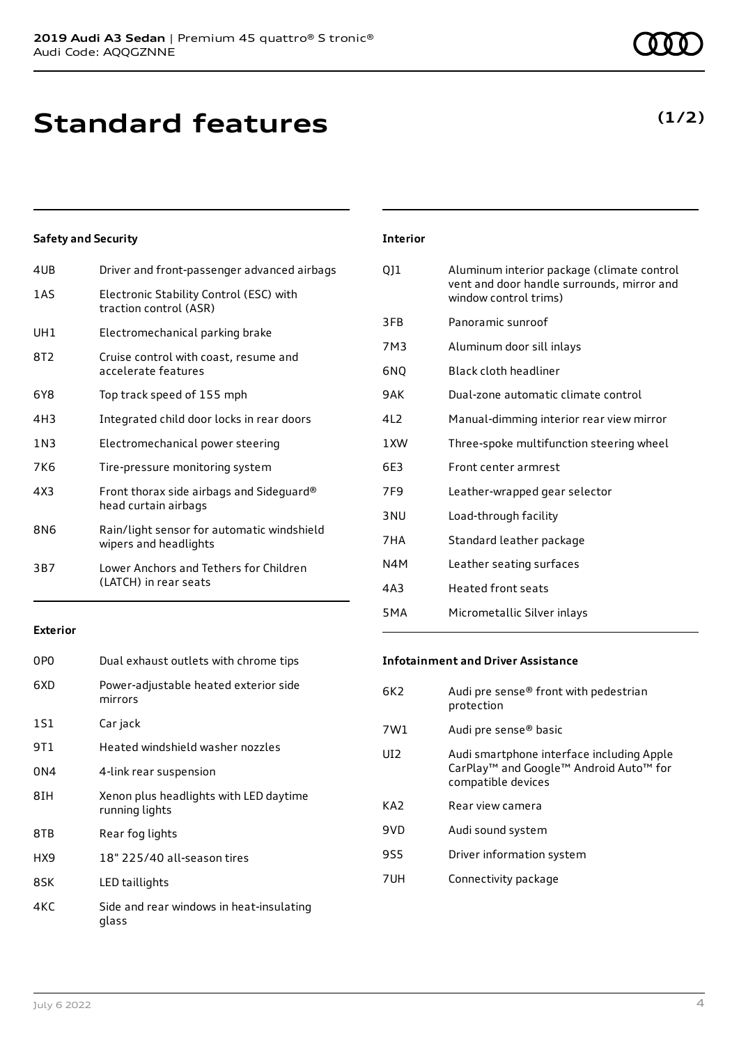# Standard features

**(1/2)**

### Safety and Security

| Code | Feature |
|---|---|
| 4UB | Driver and front-passenger advanced airbags |
| 1AS | Electronic Stability Control (ESC) with traction control (ASR) |
| UH1 | Electromechanical parking brake |
| 8T2 | Cruise control with coast, resume and accelerate features |
| 6Y8 | Top track speed of 155 mph |
| 4H3 | Integrated child door locks in rear doors |
| 1N3 | Electromechanical power steering |
| 7K6 | Tire-pressure monitoring system |
| 4X3 | Front thorax side airbags and Sideguard® head curtain airbags |
| 8N6 | Rain/light sensor for automatic windshield wipers and headlights |
| 3B7 | Lower Anchors and Tethers for Children (LATCH) in rear seats |

### Exterior

| Code | Feature |
|---|---|
| 0P0 | Dual exhaust outlets with chrome tips |
| 6XD | Power-adjustable heated exterior side mirrors |
| 1S1 | Car jack |
| 9T1 | Heated windshield washer nozzles |
| 0N4 | 4-link rear suspension |
| 8IH | Xenon plus headlights with LED daytime running lights |
| 8TB | Rear fog lights |
| HX9 | 18" 225/40 all-season tires |
| 8SK | LED taillights |
| 4KC | Side and rear windows in heat-insulating glass |

### Interior

| Code | Feature |
|---|---|
| QJ1 | Aluminum interior package (climate control vent and door handle surrounds, mirror and window control trims) |
| 3FB | Panoramic sunroof |
| 7M3 | Aluminum door sill inlays |
| 6NQ | Black cloth headliner |
| 9AK | Dual-zone automatic climate control |
| 4L2 | Manual-dimming interior rear view mirror |
| 1XW | Three-spoke multifunction steering wheel |
| 6E3 | Front center armrest |
| 7F9 | Leather-wrapped gear selector |
| 3NU | Load-through facility |
| 7HA | Standard leather package |
| N4M | Leather seating surfaces |
| 4A3 | Heated front seats |
| 5MA | Micrometallic Silver inlays |

### Infotainment and Driver Assistance

| Code | Feature |
|---|---|
| 6K2 | Audi pre sense® front with pedestrian protection |
| 7W1 | Audi pre sense® basic |
| UI2 | Audi smartphone interface including Apple CarPlay™ and Google™ Android Auto™ for compatible devices |
| KA2 | Rear view camera |
| 9VD | Audi sound system |
| 9S5 | Driver information system |
| 7UH | Connectivity package |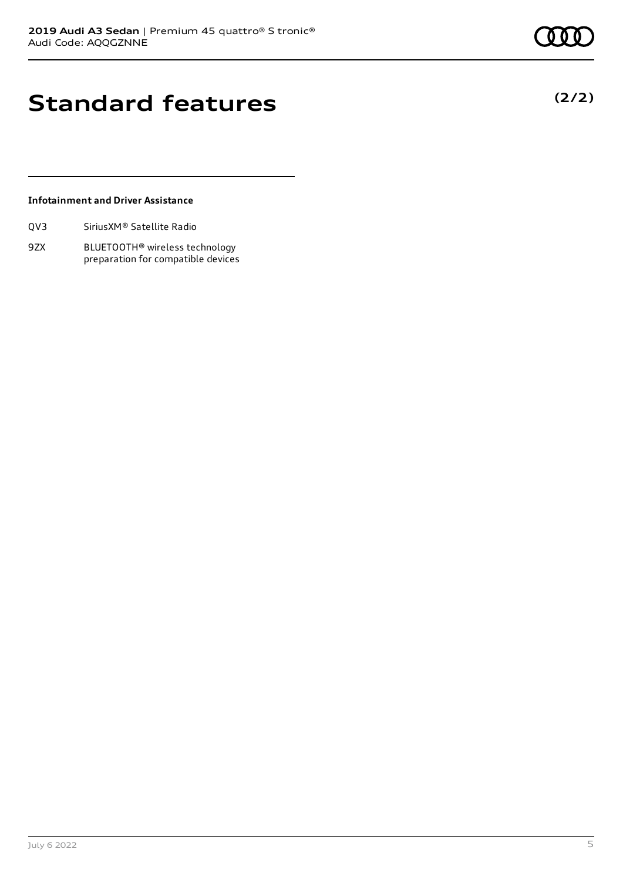# Standard features

**(2/2)**

### Infotainment and Driver Assistance

| | |
|---|---|
| QV3 | SiriusXM® Satellite Radio |
| 9ZX | BLUETOOTH® wireless technology preparation for compatible devices |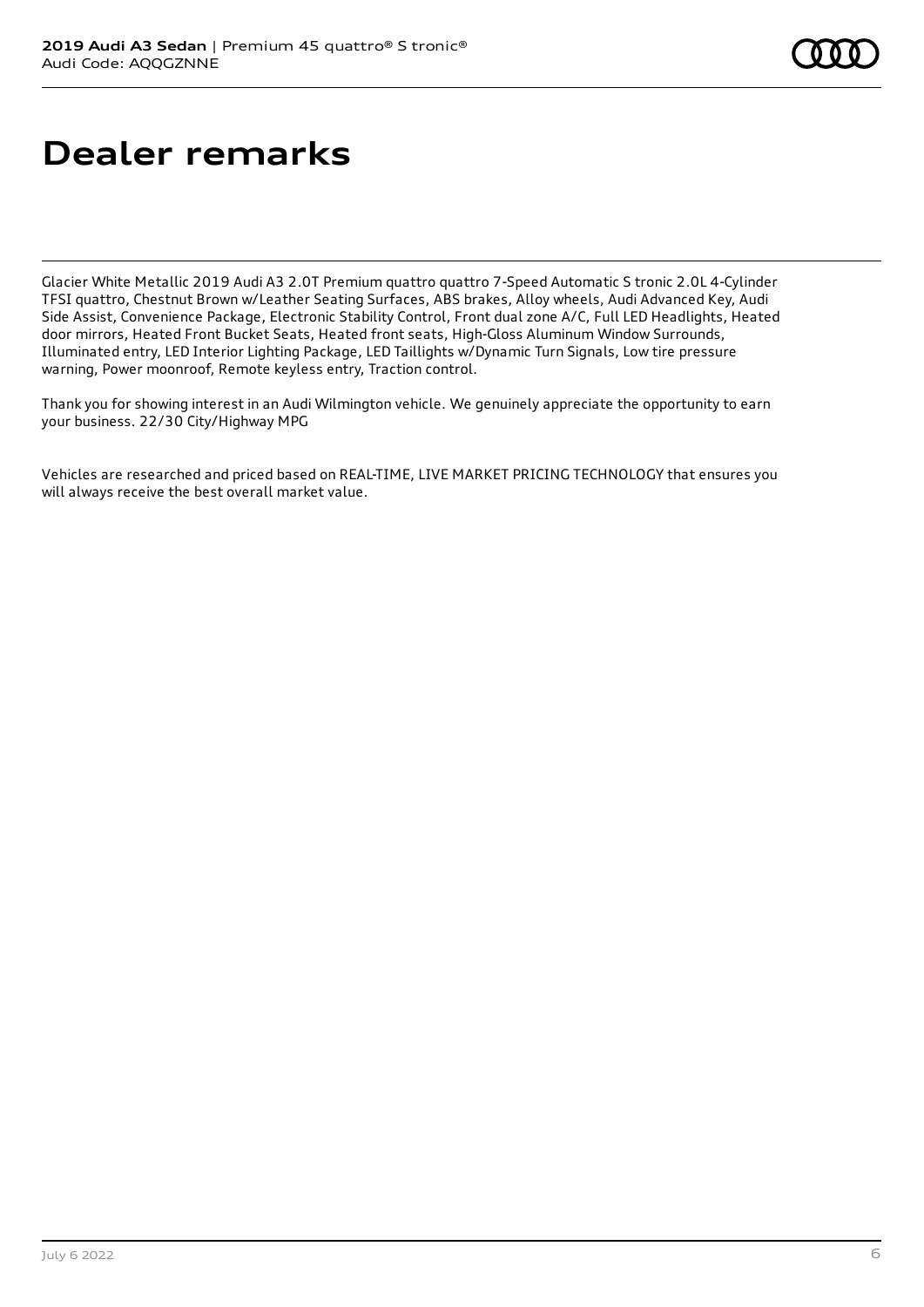# Dealer remarks

Glacier White Metallic 2019 Audi A3 2.0T Premium quattro quattro 7-Speed Automatic S tronic 2.0L 4-Cylinder TFSI quattro, Chestnut Brown w/Leather Seating Surfaces, ABS brakes, Alloy wheels, Audi Advanced Key, Audi Side Assist, Convenience Package, Electronic Stability Control, Front dual zone A/C, Full LED Headlights, Heated door mirrors, Heated Front Bucket Seats, Heated front seats, High-Gloss Aluminum Window Surrounds, Illuminated entry, LED Interior Lighting Package, LED Taillights w/Dynamic Turn Signals, Low tire pressure warning, Power moonroof, Remote keyless entry, Traction control.

Thank you for showing interest in an Audi Wilmington vehicle. We genuinely appreciate the opportunity to earn your business. 22/30 City/Highway MPG

Vehicles are researched and priced based on REAL-TIME, LIVE MARKET PRICING TECHNOLOGY that ensures you will always receive the best overall market value.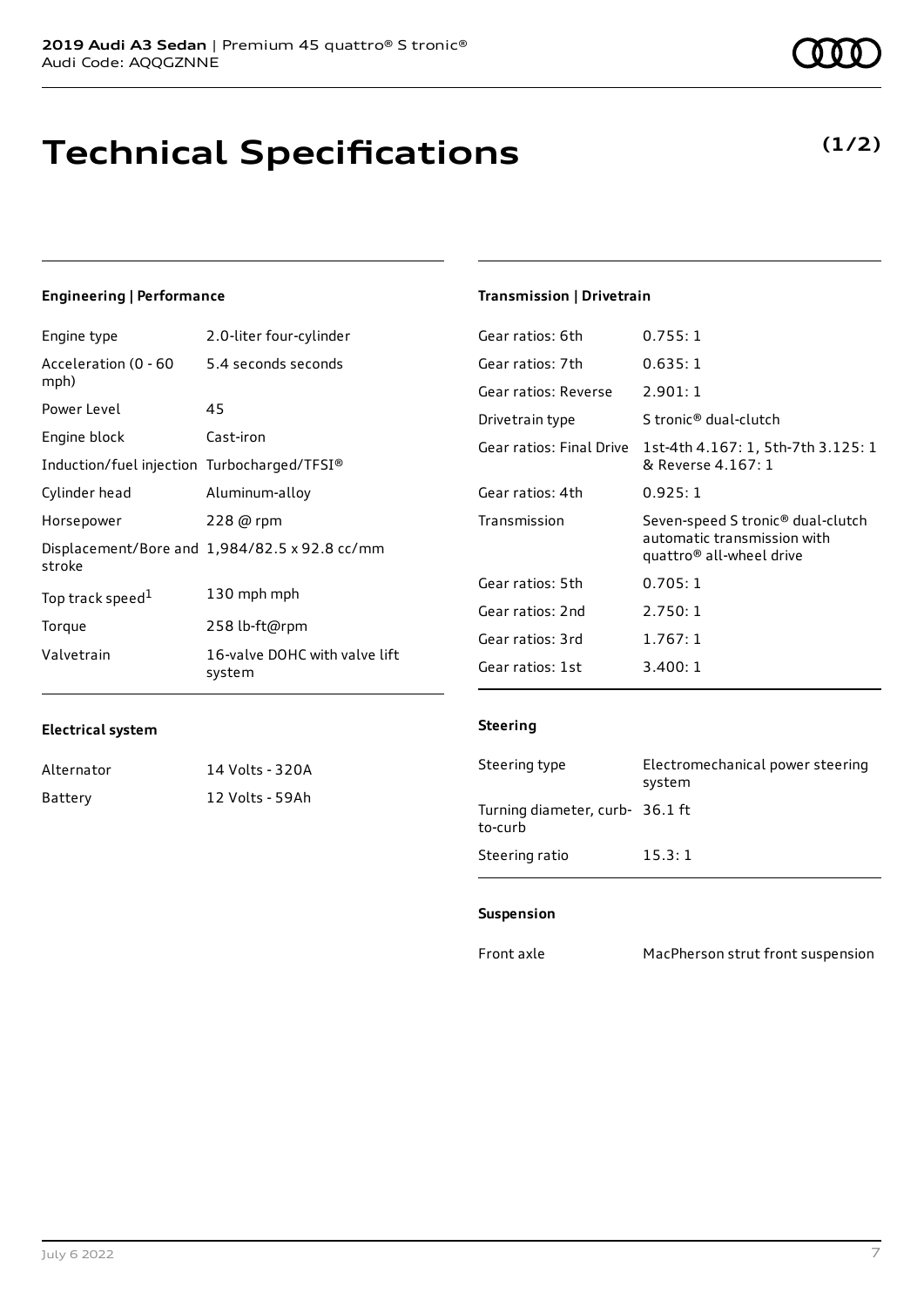# Technical Specifications

**(1/2)**

### Engineering | Performance

| | |
|---|---|
| Engine type | 2.0-liter four-cylinder |
| Acceleration (0 - 60 mph) | 5.4 seconds seconds |
| Power Level | 45 |
| Engine block | Cast-iron |
| Induction/fuel injection | Turbocharged/TFSI® |
| Cylinder head | Aluminum-alloy |
| Horsepower | 228 @ rpm |
| Displacement/Bore and stroke | 1,984/82.5 x 92.8 cc/mm |
| Top track speed[1] | 130 mph mph |
| Torque | 258 lb-ft@rpm |
| Valvetrain | 16-valve DOHC with valve lift system |

### Electrical system

| | |
|---|---|
| Alternator | 14 Volts - 320A |
| Battery | 12 Volts - 59Ah |

### Transmission | Drivetrain

| | |
|---|---|
| Gear ratios: 6th | 0.755: 1 |
| Gear ratios: 7th | 0.635: 1 |
| Gear ratios: Reverse | 2.901: 1 |
| Drivetrain type | S tronic® dual-clutch |
| Gear ratios: Final Drive | 1st-4th 4.167: 1, 5th-7th 3.125: 1 & Reverse 4.167: 1 |
| Gear ratios: 4th | 0.925: 1 |
| Transmission | Seven-speed S tronic® dual-clutch automatic transmission with quattro® all-wheel drive |
| Gear ratios: 5th | 0.705: 1 |
| Gear ratios: 2nd | 2.750: 1 |
| Gear ratios: 3rd | 1.767: 1 |
| Gear ratios: 1st | 3.400: 1 |

### Steering

| | |
|---|---|
| Steering type | Electromechanical power steering system |
| Turning diameter, curb-to-curb | 36.1 ft |
| Steering ratio | 15.3: 1 |

### Suspension

| | |
|---|---|
| Front axle | MacPherson strut front suspension |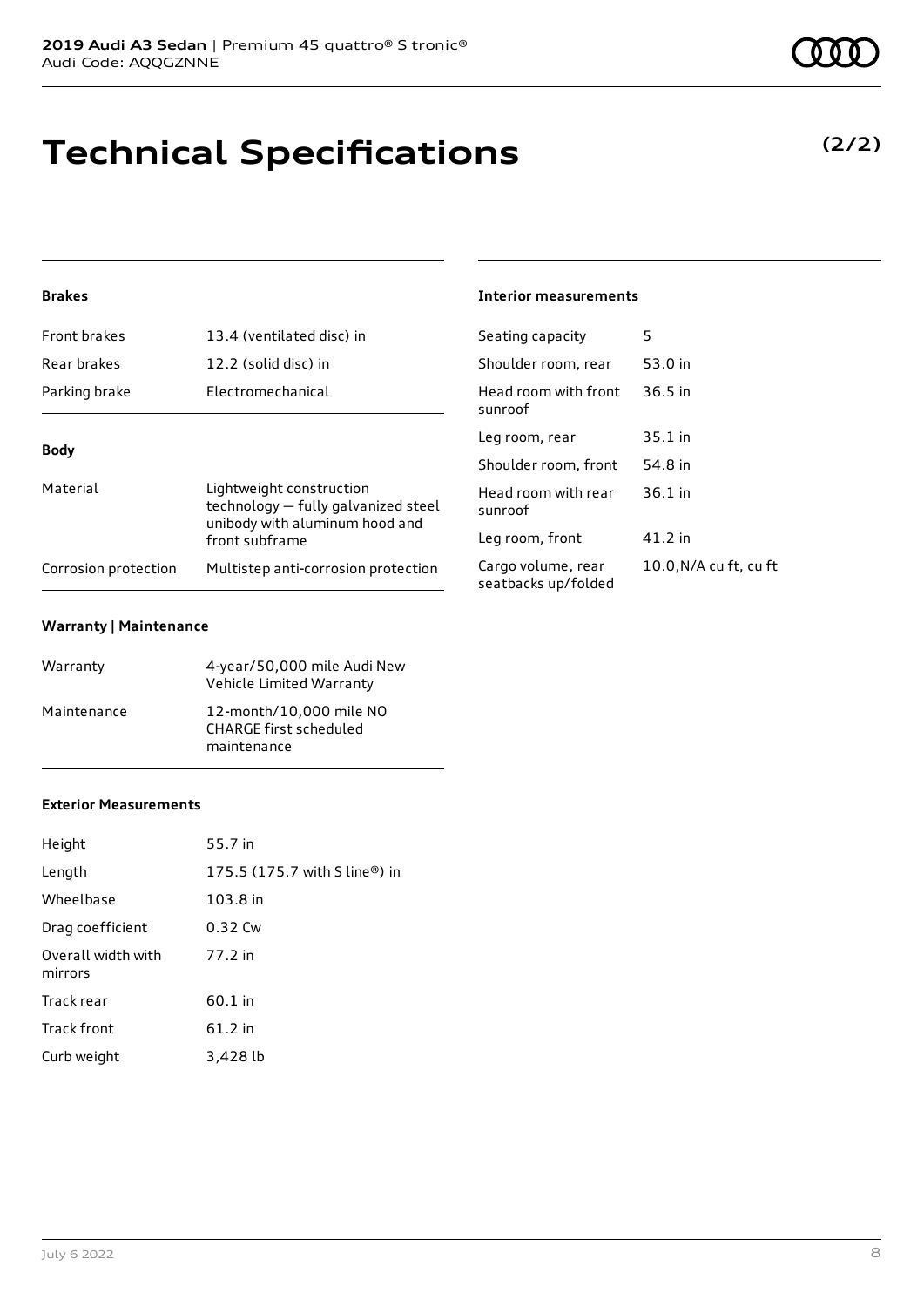# Technical Specifications

**(2/2)**

### Brakes

| | |
|---|---|
| Front brakes | 13.4 (ventilated disc) in |
| Rear brakes | 12.2 (solid disc) in |
| Parking brake | Electromechanical |

### Body

| | |
|---|---|
| Material | Lightweight construction technology — fully galvanized steel unibody with aluminum hood and front subframe |
| Corrosion protection | Multistep anti-corrosion protection |

### Warranty | Maintenance

| | |
|---|---|
| Warranty | 4-year/50,000 mile Audi New Vehicle Limited Warranty |
| Maintenance | 12-month/10,000 mile NO CHARGE first scheduled maintenance |

### Exterior Measurements

| | |
|---|---|
| Height | 55.7 in |
| Length | 175.5 (175.7 with S line®) in |
| Wheelbase | 103.8 in |
| Drag coefficient | 0.32 Cw |
| Overall width with mirrors | 77.2 in |
| Track rear | 60.1 in |
| Track front | 61.2 in |
| Curb weight | 3,428 lb |

### Interior measurements

| | |
|---|---|
| Seating capacity | 5 |
| Shoulder room, rear | 53.0 in |
| Head room with front sunroof | 36.5 in |
| Leg room, rear | 35.1 in |
| Shoulder room, front | 54.8 in |
| Head room with rear sunroof | 36.1 in |
| Leg room, front | 41.2 in |
| Cargo volume, rear seatbacks up/folded | 10.0,N/A cu ft, cu ft |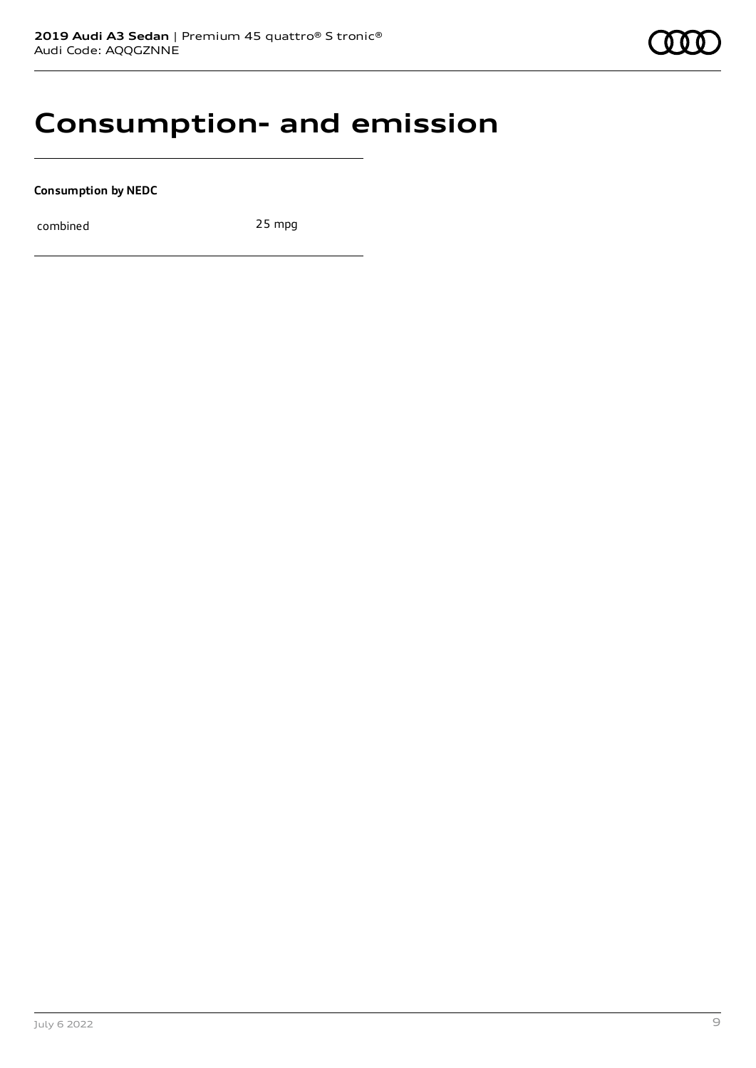# Consumption- and emission

**Consumption by NEDC**

| | |
|---|---|
| combined | 25 mpg |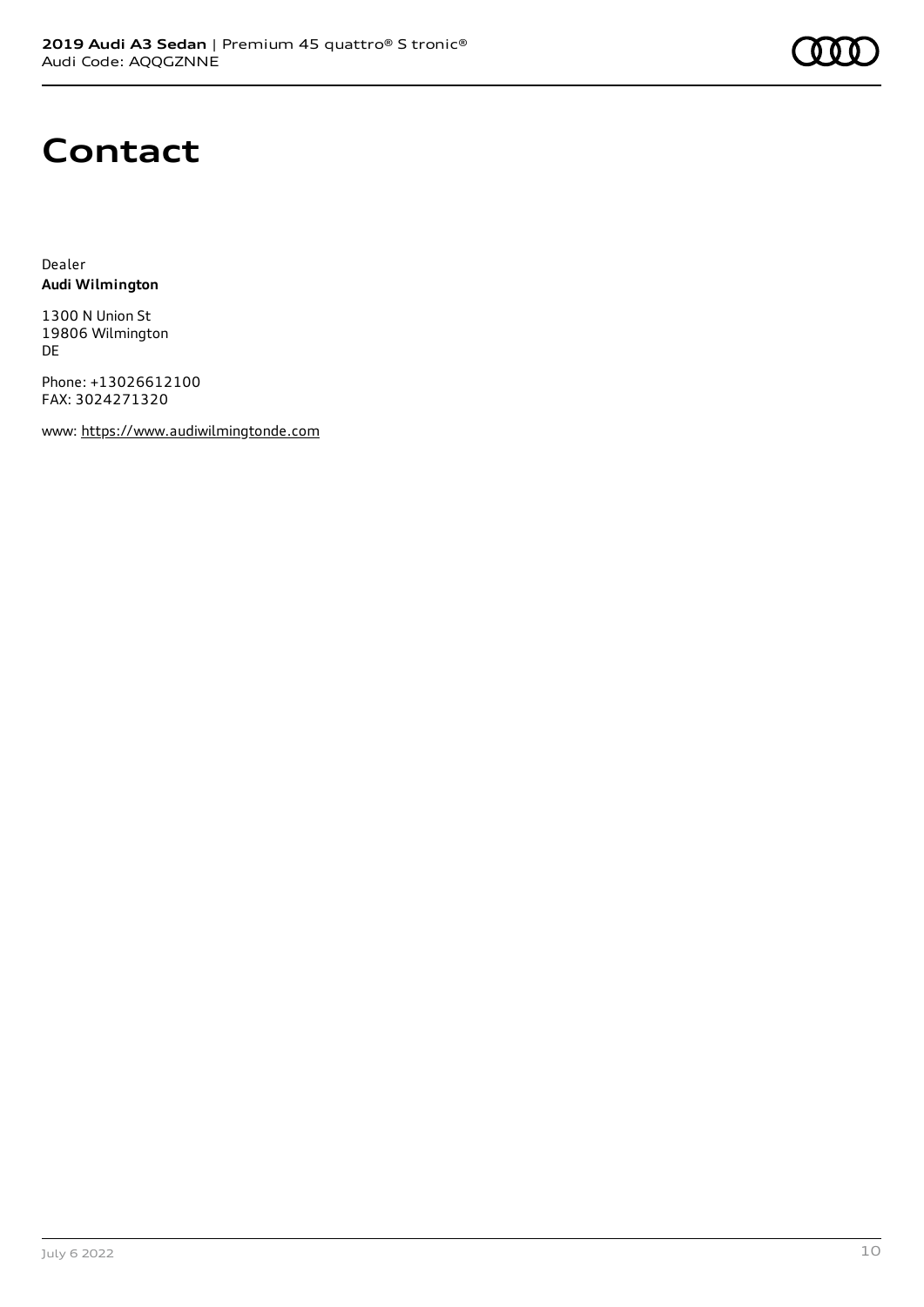# Contact

Dealer
**Audi Wilmington**

1300 N Union St
19806 Wilmington
DE

Phone: +13026612100
FAX: 3024271320

www: https://www.audiwilmingtonde.com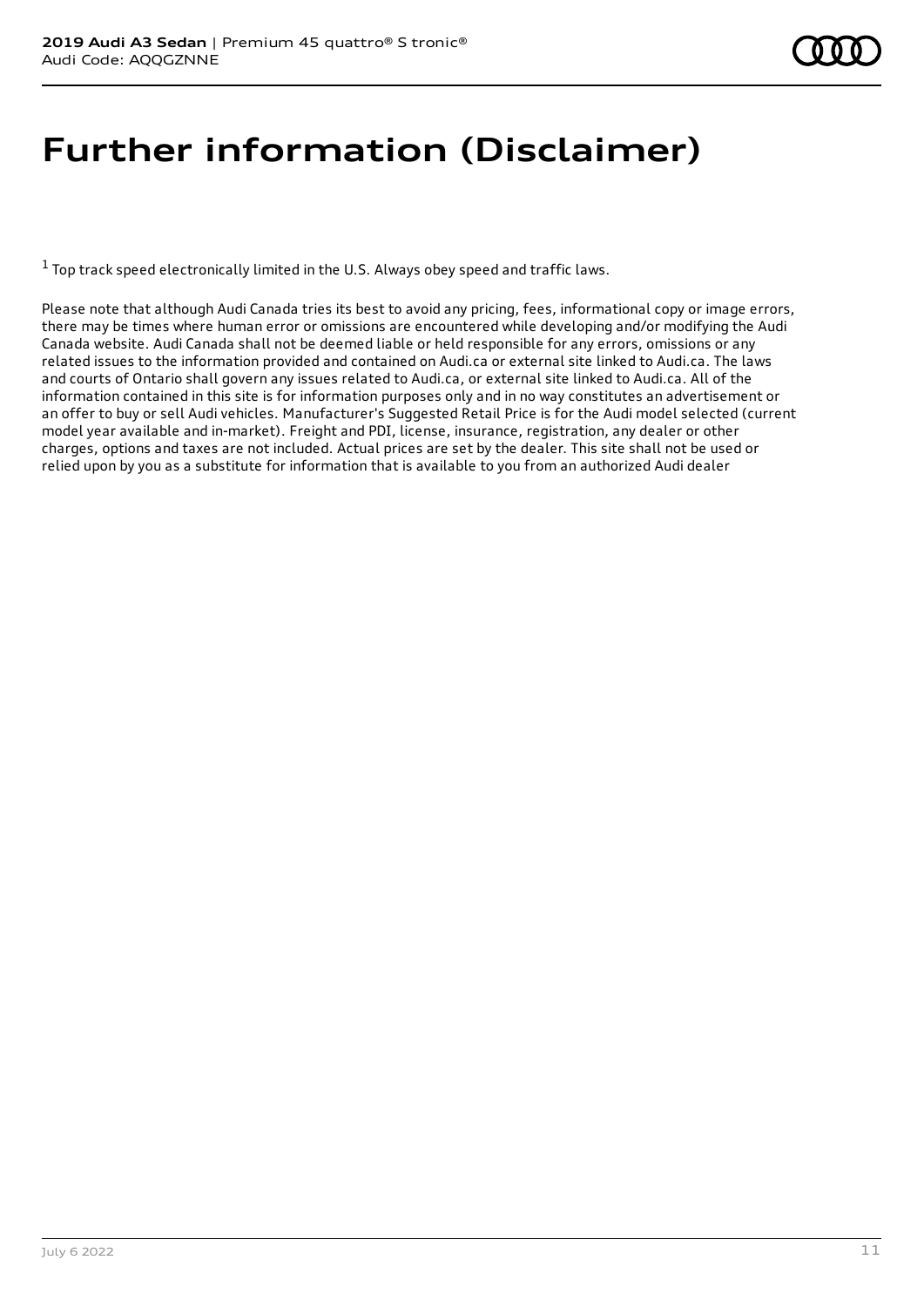# Further information (Disclaimer)

[1] Top track speed electronically limited in the U.S. Always obey speed and traffic laws.

Please note that although Audi Canada tries its best to avoid any pricing, fees, informational copy or image errors, there may be times where human error or omissions are encountered while developing and/or modifying the Audi Canada website. Audi Canada shall not be deemed liable or held responsible for any errors, omissions or any related issues to the information provided and contained on Audi.ca or external site linked to Audi.ca. The laws and courts of Ontario shall govern any issues related to Audi.ca, or external site linked to Audi.ca. All of the information contained in this site is for information purposes only and in no way constitutes an advertisement or an offer to buy or sell Audi vehicles. Manufacturer's Suggested Retail Price is for the Audi model selected (current model year available and in-market). Freight and PDI, license, insurance, registration, any dealer or other charges, options and taxes are not included. Actual prices are set by the dealer. This site shall not be used or relied upon by you as a substitute for information that is available to you from an authorized Audi dealer